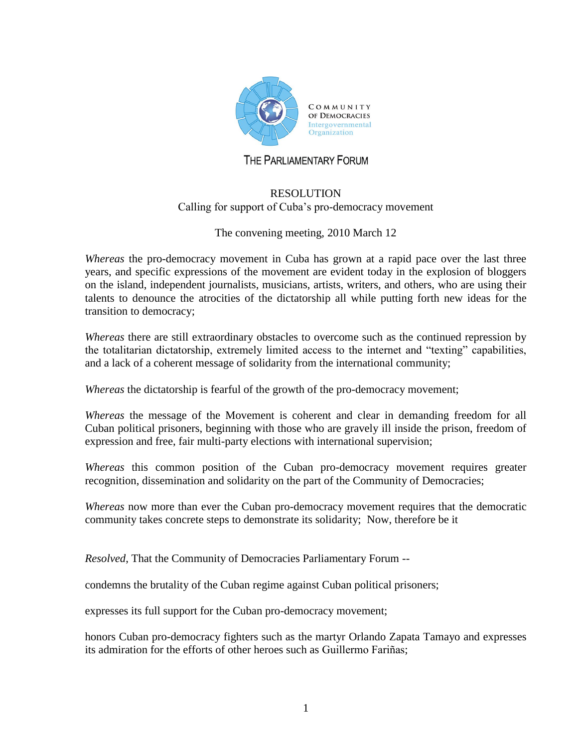COMMUNITY OF DEMOCRACIES
Intergovernmental Organization

THE PARLIAMENTARY FORUM

# RESOLUTION

Calling for support of Cuba's pro-democracy movement

The convening meeting, 2010 March 12

*Whereas* the pro-democracy movement in Cuba has grown at a rapid pace over the last three years, and specific expressions of the movement are evident today in the explosion of bloggers on the island, independent journalists, musicians, artists, writers, and others, who are using their talents to denounce the atrocities of the dictatorship all while putting forth new ideas for the transition to democracy;

*Whereas* there are still extraordinary obstacles to overcome such as the continued repression by the totalitarian dictatorship, extremely limited access to the internet and "texting" capabilities, and a lack of a coherent message of solidarity from the international community;

*Whereas* the dictatorship is fearful of the growth of the pro-democracy movement;

*Whereas* the message of the Movement is coherent and clear in demanding freedom for all Cuban political prisoners, beginning with those who are gravely ill inside the prison, freedom of expression and free, fair multi-party elections with international supervision;

*Whereas* this common position of the Cuban pro-democracy movement requires greater recognition, dissemination and solidarity on the part of the Community of Democracies;

*Whereas* now more than ever the Cuban pro-democracy movement requires that the democratic community takes concrete steps to demonstrate its solidarity; Now, therefore be it

*Resolved*, That the Community of Democracies Parliamentary Forum --

condemns the brutality of the Cuban regime against Cuban political prisoners;

expresses its full support for the Cuban pro-democracy movement;

honors Cuban pro-democracy fighters such as the martyr Orlando Zapata Tamayo and expresses its admiration for the efforts of other heroes such as Guillermo Fariñas;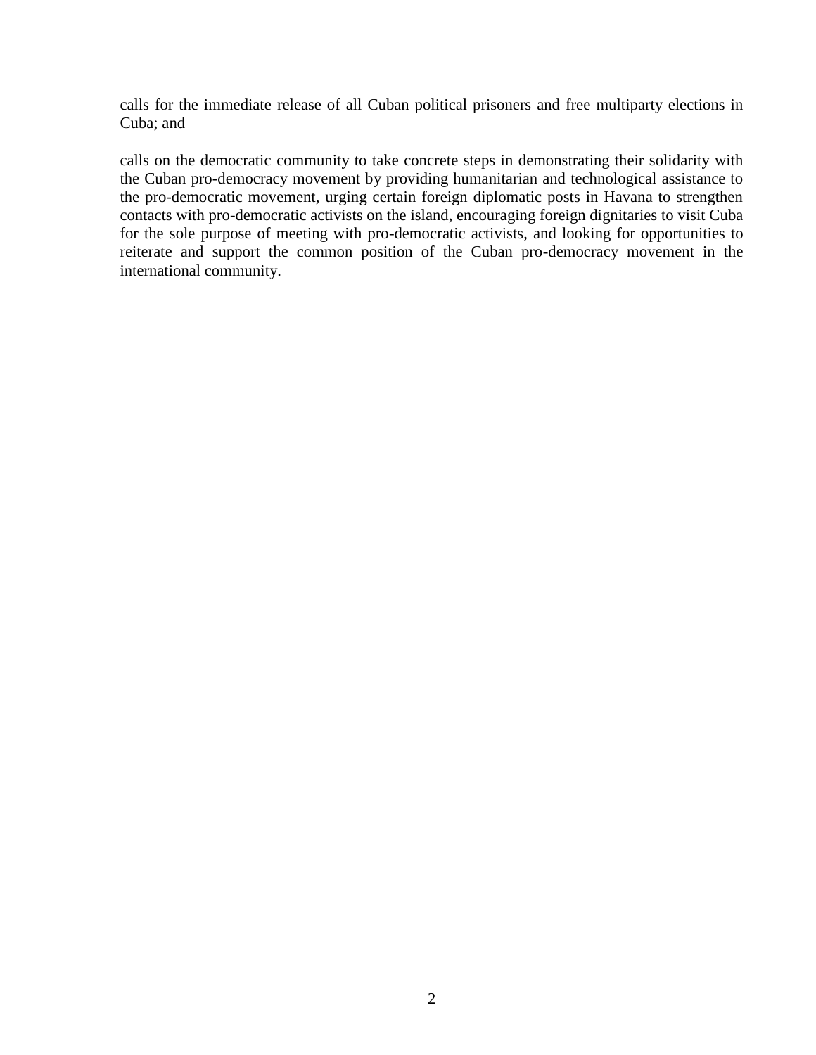calls for the immediate release of all Cuban political prisoners and free multiparty elections in Cuba; and

calls on the democratic community to take concrete steps in demonstrating their solidarity with the Cuban pro-democracy movement by providing humanitarian and technological assistance to the pro-democratic movement, urging certain foreign diplomatic posts in Havana to strengthen contacts with pro-democratic activists on the island, encouraging foreign dignitaries to visit Cuba for the sole purpose of meeting with pro-democratic activists, and looking for opportunities to reiterate and support the common position of the Cuban pro-democracy movement in the international community.